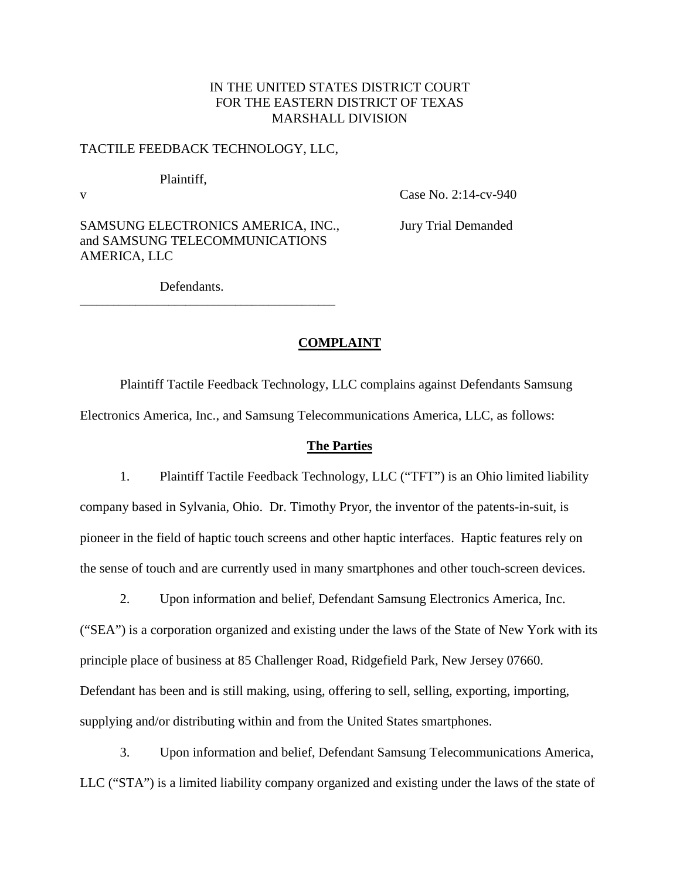IN THE UNITED STATES DISTRICT COURT
FOR THE EASTERN DISTRICT OF TEXAS
MARSHALL DIVISION

TACTILE FEEDBACK TECHNOLOGY, LLC,

Plaintiff,

v

Case No. 2:14-cv-940

SAMSUNG ELECTRONICS AMERICA, INC., and SAMSUNG TELECOMMUNICATIONS AMERICA, LLC

Jury Trial Demanded

Defendants.

---

**COMPLAINT**

Plaintiff Tactile Feedback Technology, LLC complains against Defendants Samsung Electronics America, Inc., and Samsung Telecommunications America, LLC, as follows:

**The Parties**

1. Plaintiff Tactile Feedback Technology, LLC ("TFT") is an Ohio limited liability company based in Sylvania, Ohio. Dr. Timothy Pryor, the inventor of the patents-in-suit, is pioneer in the field of haptic touch screens and other haptic interfaces. Haptic features rely on the sense of touch and are currently used in many smartphones and other touch-screen devices.

2. Upon information and belief, Defendant Samsung Electronics America, Inc. ("SEA") is a corporation organized and existing under the laws of the State of New York with its principle place of business at 85 Challenger Road, Ridgefield Park, New Jersey 07660. Defendant has been and is still making, using, offering to sell, selling, exporting, importing, supplying and/or distributing within and from the United States smartphones.

3. Upon information and belief, Defendant Samsung Telecommunications America, LLC ("STA") is a limited liability company organized and existing under the laws of the state of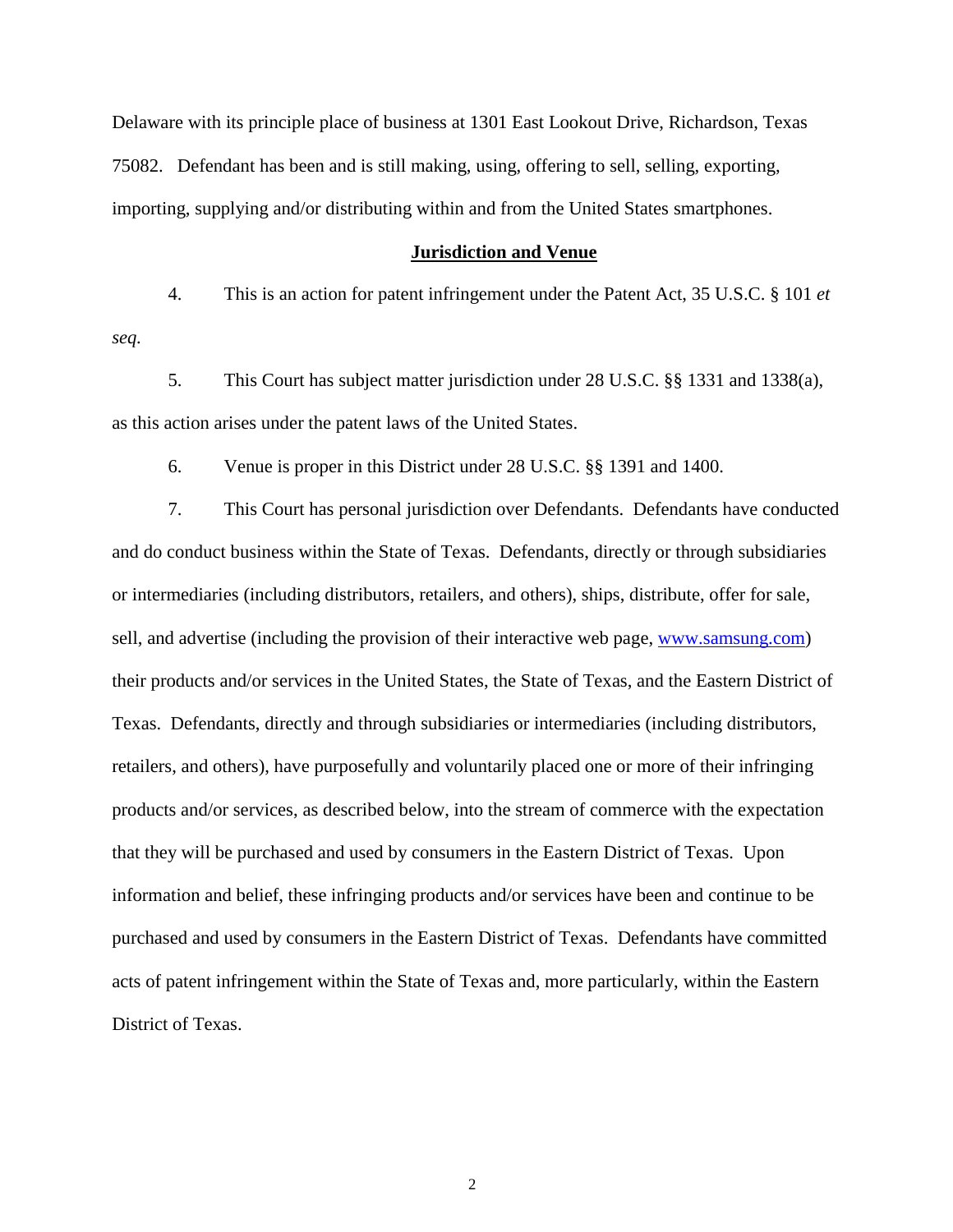Delaware with its principle place of business at 1301 East Lookout Drive, Richardson, Texas 75082. Defendant has been and is still making, using, offering to sell, selling, exporting, importing, supplying and/or distributing within and from the United States smartphones.

## **Jurisdiction and Venue**

4. This is an action for patent infringement under the Patent Act, 35 U.S.C. § 101 *et seq.*

5. This Court has subject matter jurisdiction under 28 U.S.C. §§ 1331 and 1338(a), as this action arises under the patent laws of the United States.

6. Venue is proper in this District under 28 U.S.C. §§ 1391 and 1400.

7. This Court has personal jurisdiction over Defendants. Defendants have conducted and do conduct business within the State of Texas. Defendants, directly or through subsidiaries or intermediaries (including distributors, retailers, and others), ships, distribute, offer for sale, sell, and advertise (including the provision of their interactive web page, www.samsung.com) their products and/or services in the United States, the State of Texas, and the Eastern District of Texas. Defendants, directly and through subsidiaries or intermediaries (including distributors, retailers, and others), have purposefully and voluntarily placed one or more of their infringing products and/or services, as described below, into the stream of commerce with the expectation that they will be purchased and used by consumers in the Eastern District of Texas. Upon information and belief, these infringing products and/or services have been and continue to be purchased and used by consumers in the Eastern District of Texas. Defendants have committed acts of patent infringement within the State of Texas and, more particularly, within the Eastern District of Texas.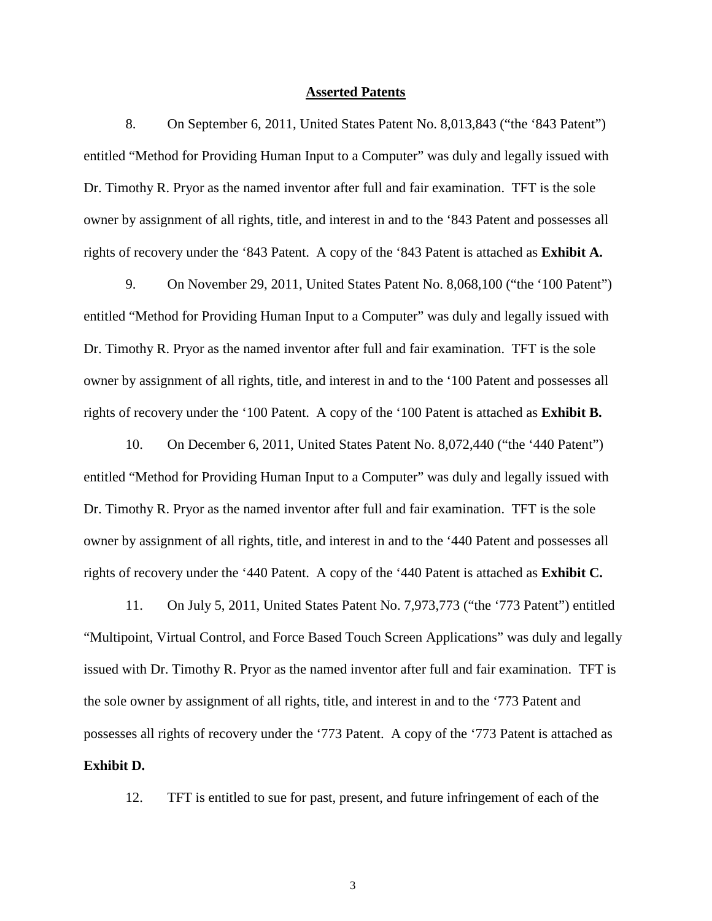## **Asserted Patents**

8. On September 6, 2011, United States Patent No. 8,013,843 ("the '843 Patent") entitled "Method for Providing Human Input to a Computer" was duly and legally issued with Dr. Timothy R. Pryor as the named inventor after full and fair examination. TFT is the sole owner by assignment of all rights, title, and interest in and to the '843 Patent and possesses all rights of recovery under the '843 Patent. A copy of the '843 Patent is attached as **Exhibit A.**

9. On November 29, 2011, United States Patent No. 8,068,100 ("the '100 Patent") entitled "Method for Providing Human Input to a Computer" was duly and legally issued with Dr. Timothy R. Pryor as the named inventor after full and fair examination. TFT is the sole owner by assignment of all rights, title, and interest in and to the '100 Patent and possesses all rights of recovery under the '100 Patent. A copy of the '100 Patent is attached as **Exhibit B.**

10. On December 6, 2011, United States Patent No. 8,072,440 ("the '440 Patent") entitled "Method for Providing Human Input to a Computer" was duly and legally issued with Dr. Timothy R. Pryor as the named inventor after full and fair examination. TFT is the sole owner by assignment of all rights, title, and interest in and to the '440 Patent and possesses all rights of recovery under the '440 Patent. A copy of the '440 Patent is attached as **Exhibit C.**

11. On July 5, 2011, United States Patent No. 7,973,773 ("the '773 Patent") entitled "Multipoint, Virtual Control, and Force Based Touch Screen Applications" was duly and legally issued with Dr. Timothy R. Pryor as the named inventor after full and fair examination. TFT is the sole owner by assignment of all rights, title, and interest in and to the '773 Patent and possesses all rights of recovery under the '773 Patent. A copy of the '773 Patent is attached as **Exhibit D.**

12. TFT is entitled to sue for past, present, and future infringement of each of the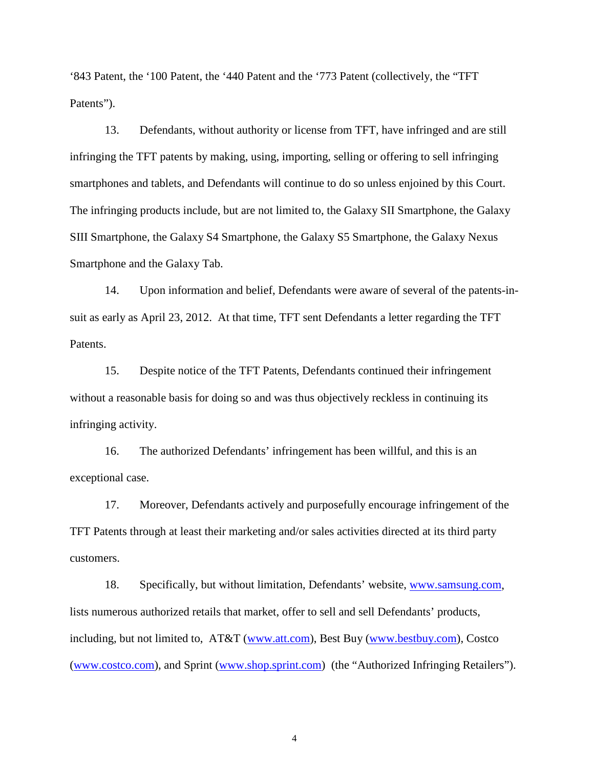‘843 Patent, the ‘100 Patent, the ‘440 Patent and the ‘773 Patent (collectively, the “TFT Patents”).

13. Defendants, without authority or license from TFT, have infringed and are still infringing the TFT patents by making, using, importing, selling or offering to sell infringing smartphones and tablets, and Defendants will continue to do so unless enjoined by this Court. The infringing products include, but are not limited to, the Galaxy SII Smartphone, the Galaxy SIII Smartphone, the Galaxy S4 Smartphone, the Galaxy S5 Smartphone, the Galaxy Nexus Smartphone and the Galaxy Tab.

14. Upon information and belief, Defendants were aware of several of the patents-in-suit as early as April 23, 2012. At that time, TFT sent Defendants a letter regarding the TFT Patents.

15. Despite notice of the TFT Patents, Defendants continued their infringement without a reasonable basis for doing so and was thus objectively reckless in continuing its infringing activity.

16. The authorized Defendants’ infringement has been willful, and this is an exceptional case.

17. Moreover, Defendants actively and purposefully encourage infringement of the TFT Patents through at least their marketing and/or sales activities directed at its third party customers.

18. Specifically, but without limitation, Defendants’ website, www.samsung.com, lists numerous authorized retails that market, offer to sell and sell Defendants’ products, including, but not limited to, AT&T (www.att.com), Best Buy (www.bestbuy.com), Costco (www.costco.com), and Sprint (www.shop.sprint.com) (the “Authorized Infringing Retailers”).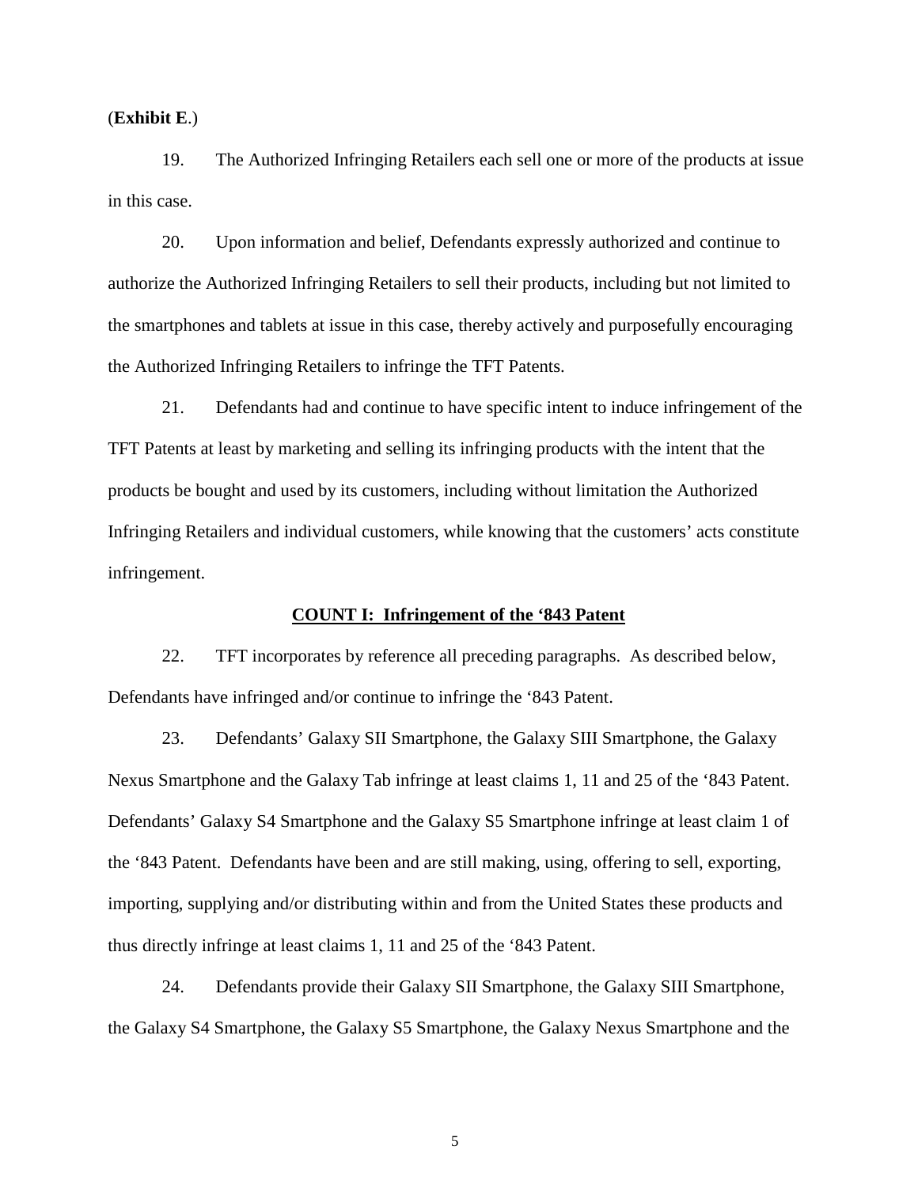(**Exhibit E**.)

19. The Authorized Infringing Retailers each sell one or more of the products at issue in this case.

20. Upon information and belief, Defendants expressly authorized and continue to authorize the Authorized Infringing Retailers to sell their products, including but not limited to the smartphones and tablets at issue in this case, thereby actively and purposefully encouraging the Authorized Infringing Retailers to infringe the TFT Patents.

21. Defendants had and continue to have specific intent to induce infringement of the TFT Patents at least by marketing and selling its infringing products with the intent that the products be bought and used by its customers, including without limitation the Authorized Infringing Retailers and individual customers, while knowing that the customers' acts constitute infringement.

**COUNT I: Infringement of the '843 Patent**

22. TFT incorporates by reference all preceding paragraphs. As described below, Defendants have infringed and/or continue to infringe the '843 Patent.

23. Defendants' Galaxy SII Smartphone, the Galaxy SIII Smartphone, the Galaxy Nexus Smartphone and the Galaxy Tab infringe at least claims 1, 11 and 25 of the '843 Patent. Defendants' Galaxy S4 Smartphone and the Galaxy S5 Smartphone infringe at least claim 1 of the '843 Patent. Defendants have been and are still making, using, offering to sell, exporting, importing, supplying and/or distributing within and from the United States these products and thus directly infringe at least claims 1, 11 and 25 of the '843 Patent.

24. Defendants provide their Galaxy SII Smartphone, the Galaxy SIII Smartphone, the Galaxy S4 Smartphone, the Galaxy S5 Smartphone, the Galaxy Nexus Smartphone and the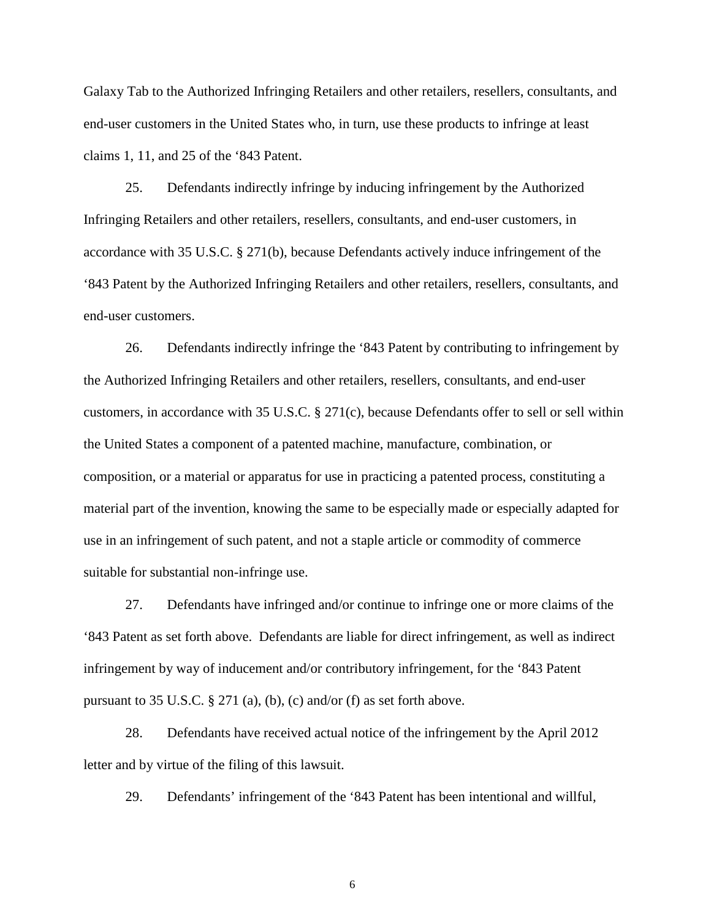Galaxy Tab to the Authorized Infringing Retailers and other retailers, resellers, consultants, and end-user customers in the United States who, in turn, use these products to infringe at least claims 1, 11, and 25 of the '843 Patent.

25. Defendants indirectly infringe by inducing infringement by the Authorized Infringing Retailers and other retailers, resellers, consultants, and end-user customers, in accordance with 35 U.S.C. § 271(b), because Defendants actively induce infringement of the '843 Patent by the Authorized Infringing Retailers and other retailers, resellers, consultants, and end-user customers.

26. Defendants indirectly infringe the '843 Patent by contributing to infringement by the Authorized Infringing Retailers and other retailers, resellers, consultants, and end-user customers, in accordance with 35 U.S.C. § 271(c), because Defendants offer to sell or sell within the United States a component of a patented machine, manufacture, combination, or composition, or a material or apparatus for use in practicing a patented process, constituting a material part of the invention, knowing the same to be especially made or especially adapted for use in an infringement of such patent, and not a staple article or commodity of commerce suitable for substantial non-infringe use.

27. Defendants have infringed and/or continue to infringe one or more claims of the '843 Patent as set forth above. Defendants are liable for direct infringement, as well as indirect infringement by way of inducement and/or contributory infringement, for the '843 Patent pursuant to 35 U.S.C. § 271 (a), (b), (c) and/or (f) as set forth above.

28. Defendants have received actual notice of the infringement by the April 2012 letter and by virtue of the filing of this lawsuit.

29. Defendants' infringement of the '843 Patent has been intentional and willful,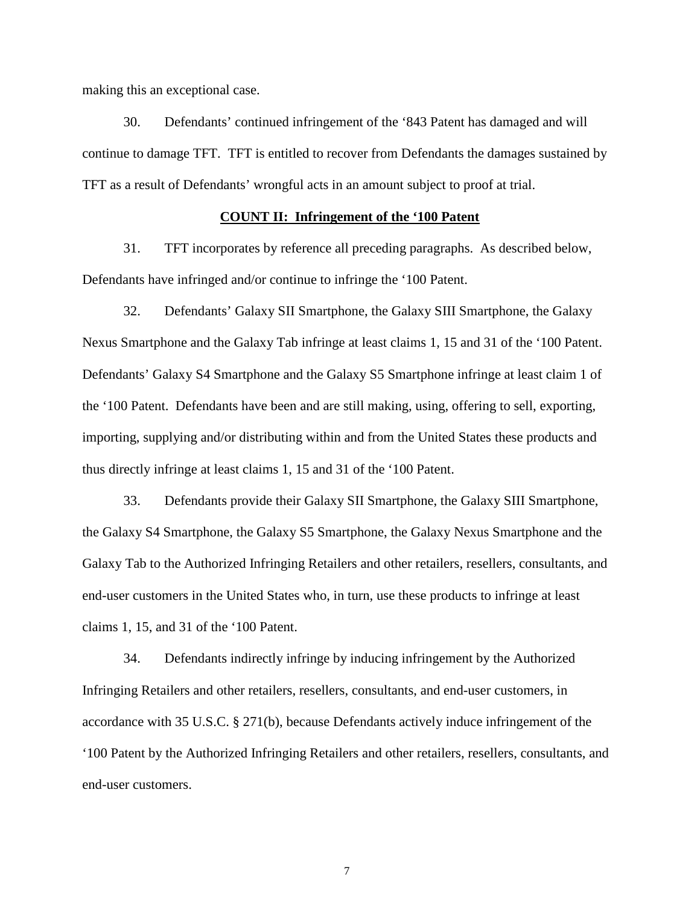making this an exceptional case.

30. Defendants' continued infringement of the '843 Patent has damaged and will continue to damage TFT. TFT is entitled to recover from Defendants the damages sustained by TFT as a result of Defendants' wrongful acts in an amount subject to proof at trial.

## **COUNT II: Infringement of the '100 Patent**

31. TFT incorporates by reference all preceding paragraphs. As described below, Defendants have infringed and/or continue to infringe the '100 Patent.

32. Defendants' Galaxy SII Smartphone, the Galaxy SIII Smartphone, the Galaxy Nexus Smartphone and the Galaxy Tab infringe at least claims 1, 15 and 31 of the '100 Patent. Defendants' Galaxy S4 Smartphone and the Galaxy S5 Smartphone infringe at least claim 1 of the '100 Patent. Defendants have been and are still making, using, offering to sell, exporting, importing, supplying and/or distributing within and from the United States these products and thus directly infringe at least claims 1, 15 and 31 of the '100 Patent.

33. Defendants provide their Galaxy SII Smartphone, the Galaxy SIII Smartphone, the Galaxy S4 Smartphone, the Galaxy S5 Smartphone, the Galaxy Nexus Smartphone and the Galaxy Tab to the Authorized Infringing Retailers and other retailers, resellers, consultants, and end-user customers in the United States who, in turn, use these products to infringe at least claims 1, 15, and 31 of the '100 Patent.

34. Defendants indirectly infringe by inducing infringement by the Authorized Infringing Retailers and other retailers, resellers, consultants, and end-user customers, in accordance with 35 U.S.C. § 271(b), because Defendants actively induce infringement of the '100 Patent by the Authorized Infringing Retailers and other retailers, resellers, consultants, and end-user customers.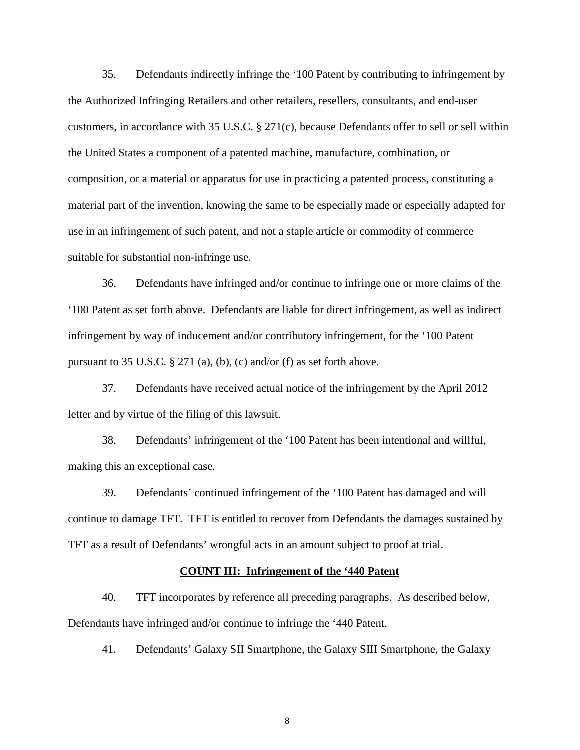35. Defendants indirectly infringe the '100 Patent by contributing to infringement by the Authorized Infringing Retailers and other retailers, resellers, consultants, and end-user customers, in accordance with 35 U.S.C. § 271(c), because Defendants offer to sell or sell within the United States a component of a patented machine, manufacture, combination, or composition, or a material or apparatus for use in practicing a patented process, constituting a material part of the invention, knowing the same to be especially made or especially adapted for use in an infringement of such patent, and not a staple article or commodity of commerce suitable for substantial non-infringe use.

36. Defendants have infringed and/or continue to infringe one or more claims of the '100 Patent as set forth above. Defendants are liable for direct infringement, as well as indirect infringement by way of inducement and/or contributory infringement, for the '100 Patent pursuant to 35 U.S.C. § 271 (a), (b), (c) and/or (f) as set forth above.

37. Defendants have received actual notice of the infringement by the April 2012 letter and by virtue of the filing of this lawsuit.

38. Defendants' infringement of the '100 Patent has been intentional and willful, making this an exceptional case.

39. Defendants' continued infringement of the '100 Patent has damaged and will continue to damage TFT. TFT is entitled to recover from Defendants the damages sustained by TFT as a result of Defendants' wrongful acts in an amount subject to proof at trial.

**COUNT III: Infringement of the '440 Patent**

40. TFT incorporates by reference all preceding paragraphs. As described below, Defendants have infringed and/or continue to infringe the '440 Patent.

41. Defendants' Galaxy SII Smartphone, the Galaxy SIII Smartphone, the Galaxy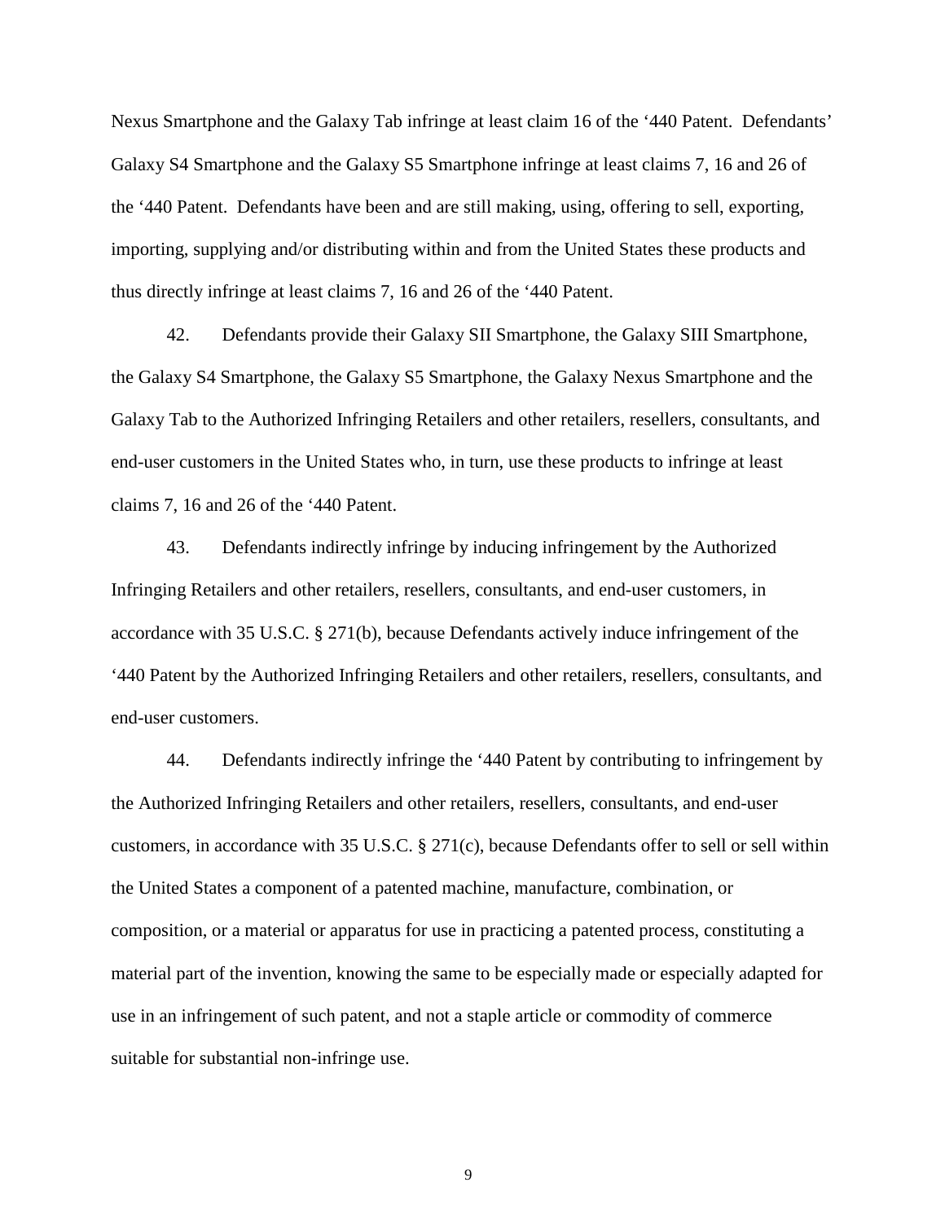Nexus Smartphone and the Galaxy Tab infringe at least claim 16 of the '440 Patent. Defendants' Galaxy S4 Smartphone and the Galaxy S5 Smartphone infringe at least claims 7, 16 and 26 of the '440 Patent. Defendants have been and are still making, using, offering to sell, exporting, importing, supplying and/or distributing within and from the United States these products and thus directly infringe at least claims 7, 16 and 26 of the '440 Patent.

42. Defendants provide their Galaxy SII Smartphone, the Galaxy SIII Smartphone, the Galaxy S4 Smartphone, the Galaxy S5 Smartphone, the Galaxy Nexus Smartphone and the Galaxy Tab to the Authorized Infringing Retailers and other retailers, resellers, consultants, and end-user customers in the United States who, in turn, use these products to infringe at least claims 7, 16 and 26 of the '440 Patent.

43. Defendants indirectly infringe by inducing infringement by the Authorized Infringing Retailers and other retailers, resellers, consultants, and end-user customers, in accordance with 35 U.S.C. § 271(b), because Defendants actively induce infringement of the '440 Patent by the Authorized Infringing Retailers and other retailers, resellers, consultants, and end-user customers.

44. Defendants indirectly infringe the '440 Patent by contributing to infringement by the Authorized Infringing Retailers and other retailers, resellers, consultants, and end-user customers, in accordance with 35 U.S.C. § 271(c), because Defendants offer to sell or sell within the United States a component of a patented machine, manufacture, combination, or composition, or a material or apparatus for use in practicing a patented process, constituting a material part of the invention, knowing the same to be especially made or especially adapted for use in an infringement of such patent, and not a staple article or commodity of commerce suitable for substantial non-infringe use.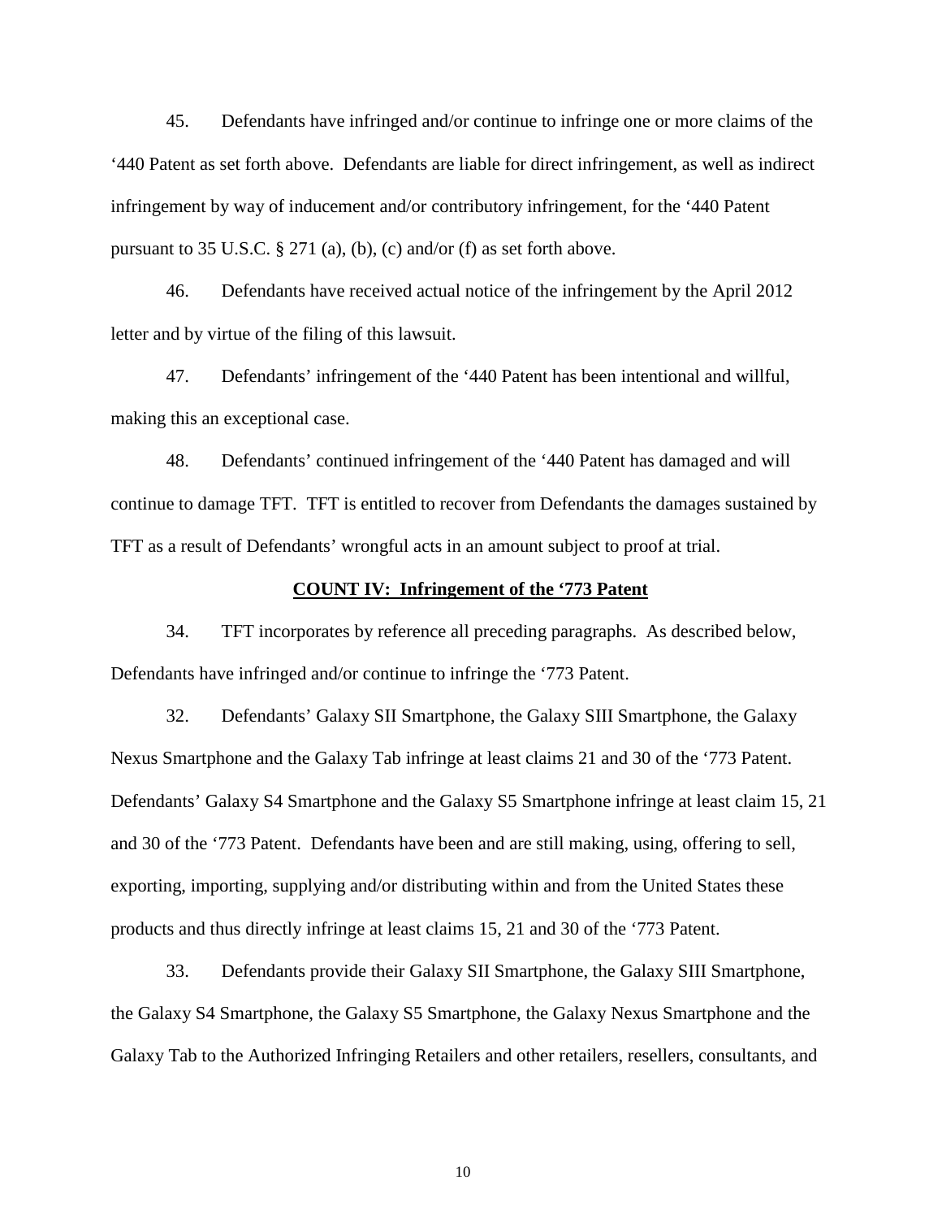45. Defendants have infringed and/or continue to infringe one or more claims of the '440 Patent as set forth above. Defendants are liable for direct infringement, as well as indirect infringement by way of inducement and/or contributory infringement, for the '440 Patent pursuant to 35 U.S.C. § 271 (a), (b), (c) and/or (f) as set forth above.

46. Defendants have received actual notice of the infringement by the April 2012 letter and by virtue of the filing of this lawsuit.

47. Defendants' infringement of the '440 Patent has been intentional and willful, making this an exceptional case.

48. Defendants' continued infringement of the '440 Patent has damaged and will continue to damage TFT. TFT is entitled to recover from Defendants the damages sustained by TFT as a result of Defendants' wrongful acts in an amount subject to proof at trial.

## COUNT IV: Infringement of the '773 Patent

34. TFT incorporates by reference all preceding paragraphs. As described below, Defendants have infringed and/or continue to infringe the '773 Patent.

32. Defendants' Galaxy SII Smartphone, the Galaxy SIII Smartphone, the Galaxy Nexus Smartphone and the Galaxy Tab infringe at least claims 21 and 30 of the '773 Patent. Defendants' Galaxy S4 Smartphone and the Galaxy S5 Smartphone infringe at least claim 15, 21 and 30 of the '773 Patent. Defendants have been and are still making, using, offering to sell, exporting, importing, supplying and/or distributing within and from the United States these products and thus directly infringe at least claims 15, 21 and 30 of the '773 Patent.

33. Defendants provide their Galaxy SII Smartphone, the Galaxy SIII Smartphone, the Galaxy S4 Smartphone, the Galaxy S5 Smartphone, the Galaxy Nexus Smartphone and the Galaxy Tab to the Authorized Infringing Retailers and other retailers, resellers, consultants, and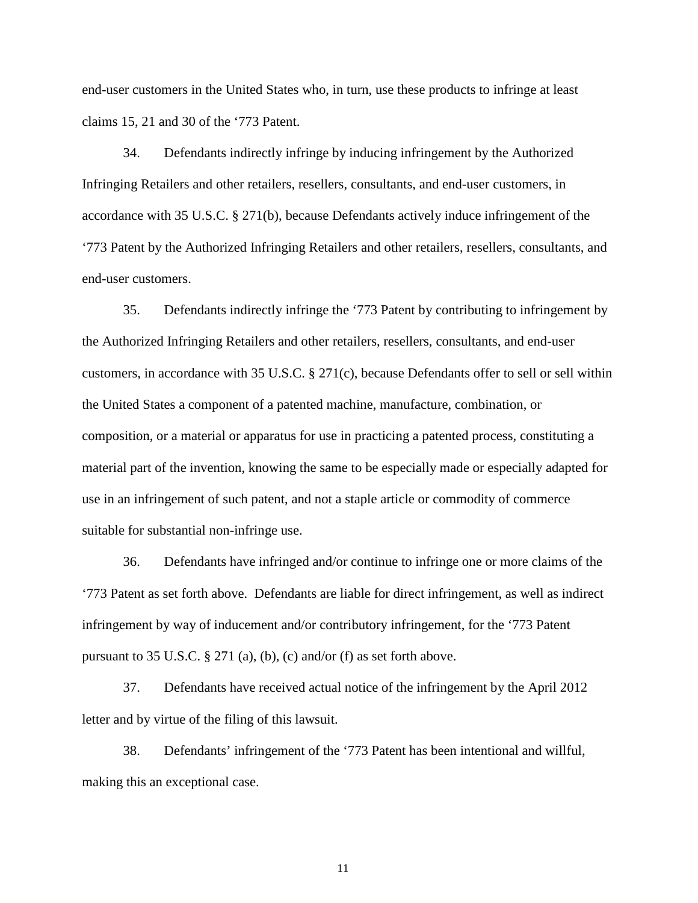end-user customers in the United States who, in turn, use these products to infringe at least claims 15, 21 and 30 of the '773 Patent.

34. Defendants indirectly infringe by inducing infringement by the Authorized Infringing Retailers and other retailers, resellers, consultants, and end-user customers, in accordance with 35 U.S.C. § 271(b), because Defendants actively induce infringement of the '773 Patent by the Authorized Infringing Retailers and other retailers, resellers, consultants, and end-user customers.

35. Defendants indirectly infringe the '773 Patent by contributing to infringement by the Authorized Infringing Retailers and other retailers, resellers, consultants, and end-user customers, in accordance with 35 U.S.C. § 271(c), because Defendants offer to sell or sell within the United States a component of a patented machine, manufacture, combination, or composition, or a material or apparatus for use in practicing a patented process, constituting a material part of the invention, knowing the same to be especially made or especially adapted for use in an infringement of such patent, and not a staple article or commodity of commerce suitable for substantial non-infringe use.

36. Defendants have infringed and/or continue to infringe one or more claims of the '773 Patent as set forth above. Defendants are liable for direct infringement, as well as indirect infringement by way of inducement and/or contributory infringement, for the '773 Patent pursuant to 35 U.S.C. § 271 (a), (b), (c) and/or (f) as set forth above.

37. Defendants have received actual notice of the infringement by the April 2012 letter and by virtue of the filing of this lawsuit.

38. Defendants' infringement of the '773 Patent has been intentional and willful, making this an exceptional case.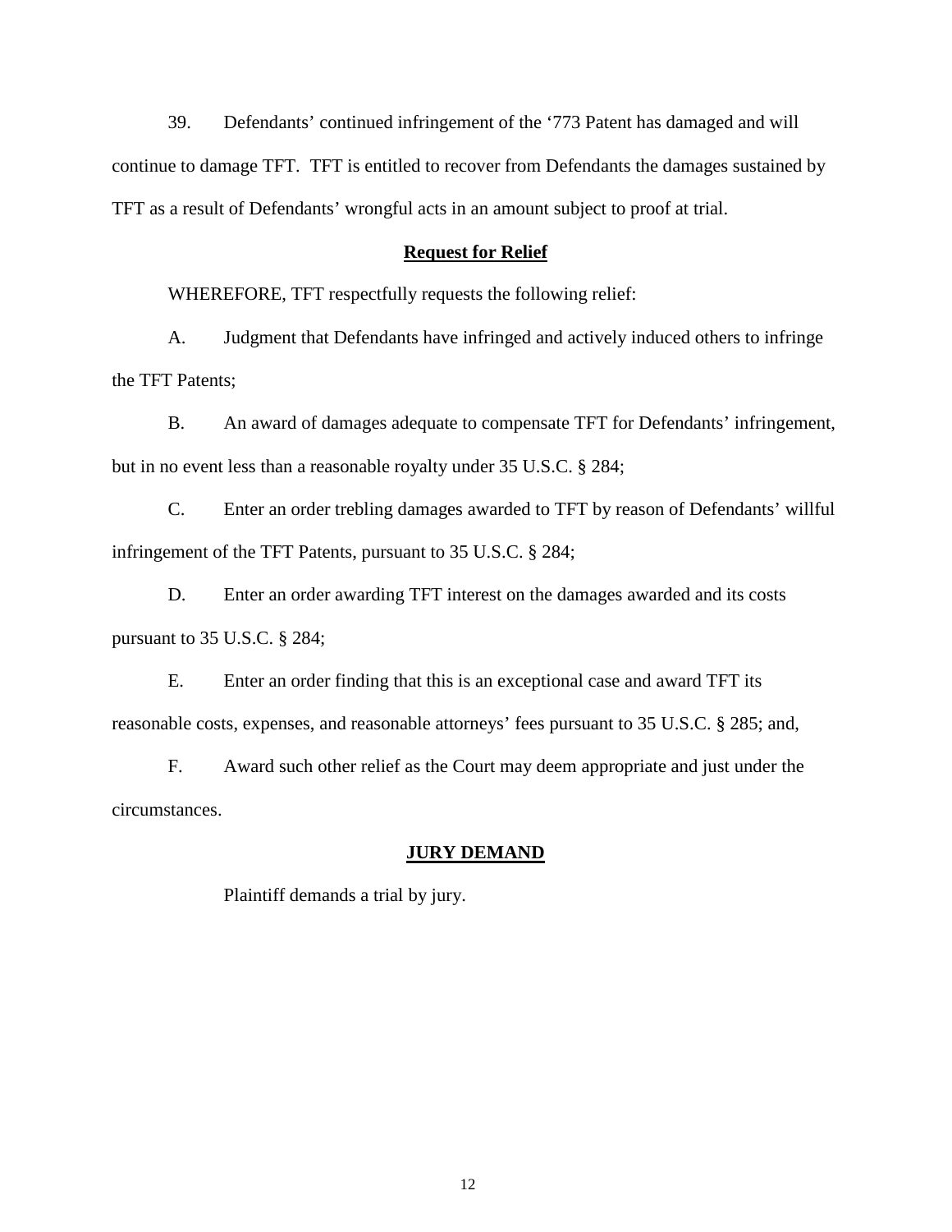39. Defendants' continued infringement of the '773 Patent has damaged and will continue to damage TFT. TFT is entitled to recover from Defendants the damages sustained by TFT as a result of Defendants' wrongful acts in an amount subject to proof at trial.

## **Request for Relief**

WHEREFORE, TFT respectfully requests the following relief:

A. Judgment that Defendants have infringed and actively induced others to infringe the TFT Patents;

B. An award of damages adequate to compensate TFT for Defendants' infringement, but in no event less than a reasonable royalty under 35 U.S.C. § 284;

C. Enter an order trebling damages awarded to TFT by reason of Defendants' willful infringement of the TFT Patents, pursuant to 35 U.S.C. § 284;

D. Enter an order awarding TFT interest on the damages awarded and its costs pursuant to 35 U.S.C. § 284;

E. Enter an order finding that this is an exceptional case and award TFT its reasonable costs, expenses, and reasonable attorneys' fees pursuant to 35 U.S.C. § 285; and,

F. Award such other relief as the Court may deem appropriate and just under the circumstances.

## **JURY DEMAND**

Plaintiff demands a trial by jury.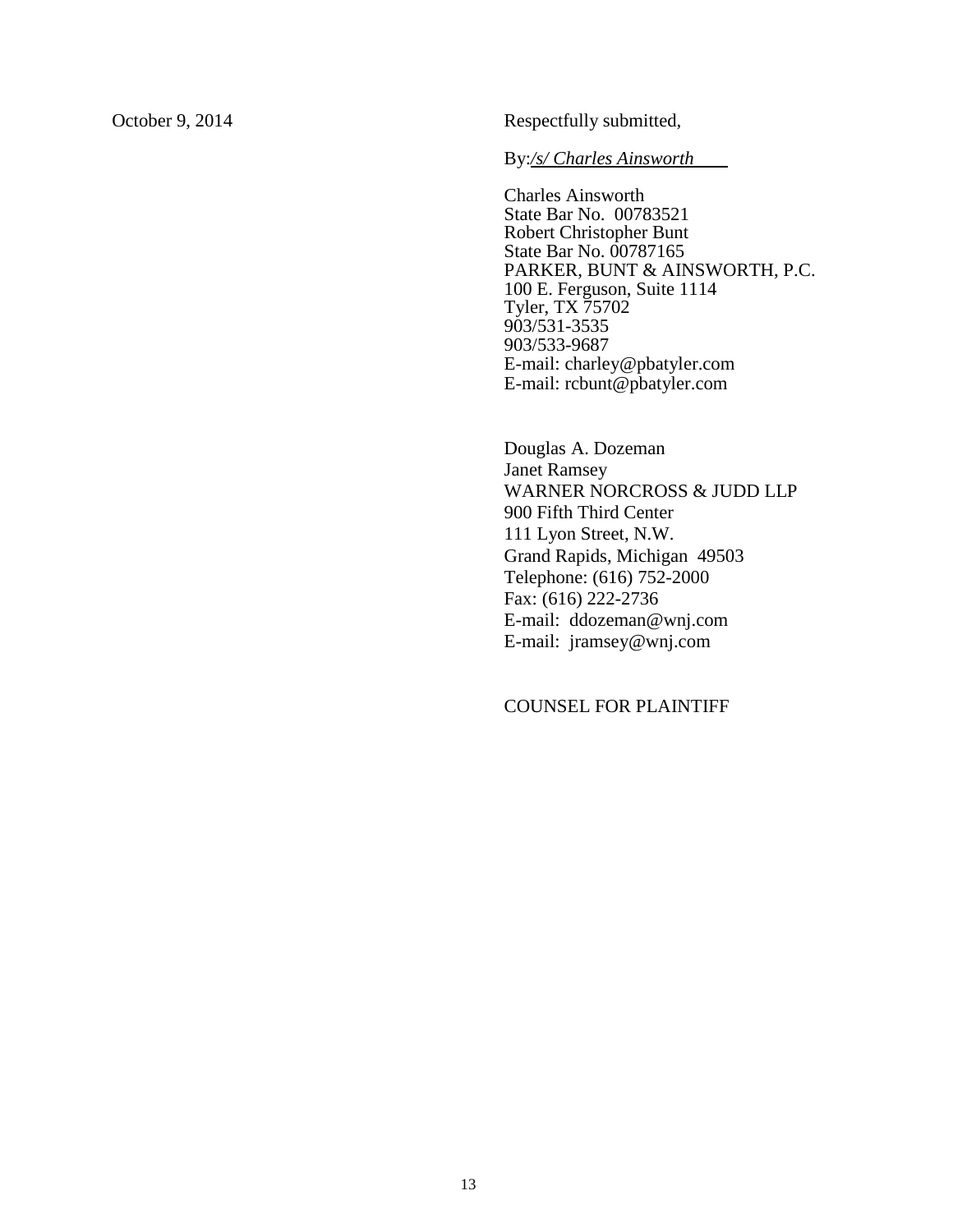October 9, 2014

Respectfully submitted,

By: */s/ Charles Ainsworth*

Charles Ainsworth
State Bar No. 00783521
Robert Christopher Bunt
State Bar No. 00787165
PARKER, BUNT & AINSWORTH, P.C.
100 E. Ferguson, Suite 1114
Tyler, TX 75702
903/531-3535
903/533-9687
E-mail: charley@pbatyler.com
E-mail: rcbunt@pbatyler.com

Douglas A. Dozeman
Janet Ramsey
WARNER NORCROSS & JUDD LLP
900 Fifth Third Center
111 Lyon Street, N.W.
Grand Rapids, Michigan 49503
Telephone: (616) 752-2000
Fax: (616) 222-2736
E-mail: ddozeman@wnj.com
E-mail: jramsey@wnj.com

COUNSEL FOR PLAINTIFF